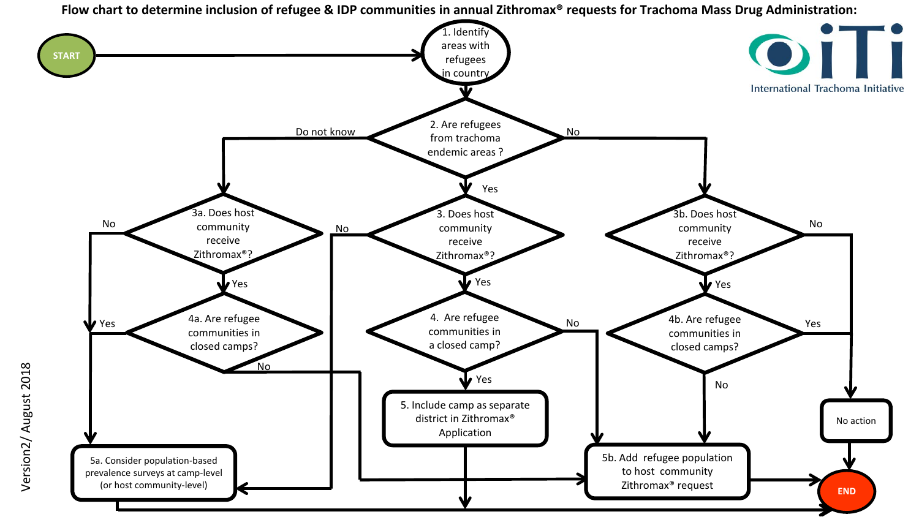# Flow chart to determine inclusion of refugee & IDP communities in annual Zithromax® requests for Trachoma Mass Drug Administration:

International Trachoma Initiative (ITI)

- **START** → 1. Identify areas with refugees in country
- **2. Are refugees from trachoma endemic areas?**
  - Do not know → 3a
  - Yes → 3
  - No → 3b
- **3a. Does host community receive Zithromax®?**
  - No → 5a
  - Yes → 4a
- **4a. Are refugee communities in closed camps?**
  - Yes → 5a
  - No → 5b
- **3. Does host community receive Zithromax®?**
  - No → 5a
  - Yes → 4
- **4. Are refugee communities in a closed camp?**
  - Yes → 5
  - No → 5b
- **3b. Does host community receive Zithromax®?**
  - No → No action
  - Yes → 4b
- **4b. Are refugee communities in closed camps?**
  - Yes → No action
  - No → 5b
- 5. Include camp as separate district in Zithromax® Application → END
- 5a. Consider population-based prevalence surveys at camp-level (or host community-level) → END
- 5b. Add refugee population to host community Zithromax® request → END
- No action → END

Version2/ August 2018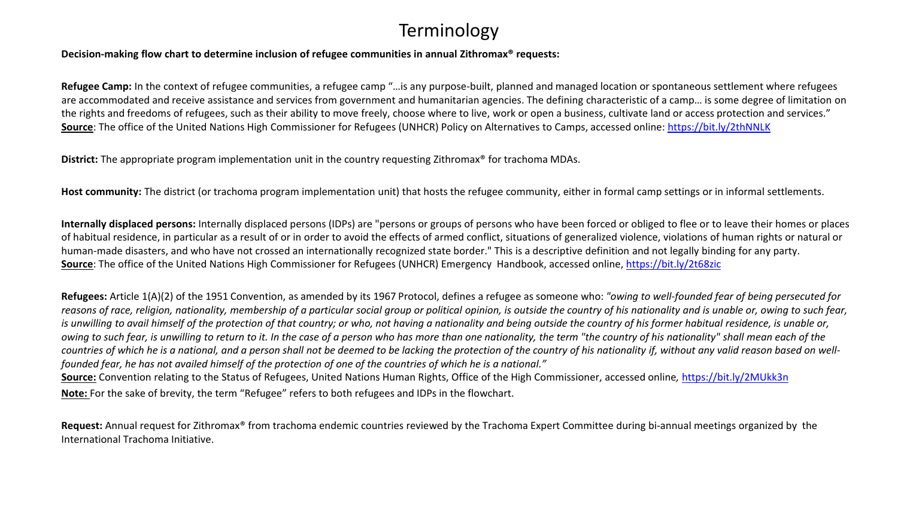# Terminology

**Decision-making flow chart to determine inclusion of refugee communities in annual Zithromax® requests:**

**Refugee Camp:** In the context of refugee communities, a refugee camp "…is any purpose-built, planned and managed location or spontaneous settlement where refugees are accommodated and receive assistance and services from government and humanitarian agencies. The defining characteristic of a camp… is some degree of limitation on the rights and freedoms of refugees, such as their ability to move freely, choose where to live, work or open a business, cultivate land or access protection and services."
**Source**: The office of the United Nations High Commissioner for Refugees (UNHCR) Policy on Alternatives to Camps, accessed online: https://bit.ly/2thNNLK

**District:** The appropriate program implementation unit in the country requesting Zithromax® for trachoma MDAs.

**Host community:** The district (or trachoma program implementation unit) that hosts the refugee community, either in formal camp settings or in informal settlements.

**Internally displaced persons:** Internally displaced persons (IDPs) are "persons or groups of persons who have been forced or obliged to flee or to leave their homes or places of habitual residence, in particular as a result of or in order to avoid the effects of armed conflict, situations of generalized violence, violations of human rights or natural or human-made disasters, and who have not crossed an internationally recognized state border." This is a descriptive definition and not legally binding for any party.
**Source**: The office of the United Nations High Commissioner for Refugees (UNHCR) Emergency Handbook, accessed online, https://bit.ly/2t68zic

**Refugees:** Article 1(A)(2) of the 1951 Convention, as amended by its 1967 Protocol, defines a refugee as someone who: *"owing to well-founded fear of being persecuted for reasons of race, religion, nationality, membership of a particular social group or political opinion, is outside the country of his nationality and is unable or, owing to such fear, is unwilling to avail himself of the protection of that country; or who, not having a nationality and being outside the country of his former habitual residence, is unable or, owing to such fear, is unwilling to return to it. In the case of a person who has more than one nationality, the term "the country of his nationality" shall mean each of the countries of which he is a national, and a person shall not be deemed to be lacking the protection of the country of his nationality if, without any valid reason based on well-founded fear, he has not availed himself of the protection of one of the countries of which he is a national."*
**Source:** Convention relating to the Status of Refugees, United Nations Human Rights, Office of the High Commissioner, accessed online, https://bit.ly/2MUkk3n
**Note:** For the sake of brevity, the term "Refugee" refers to both refugees and IDPs in the flowchart.

**Request:** Annual request for Zithromax® from trachoma endemic countries reviewed by the Trachoma Expert Committee during bi-annual meetings organized by the International Trachoma Initiative.